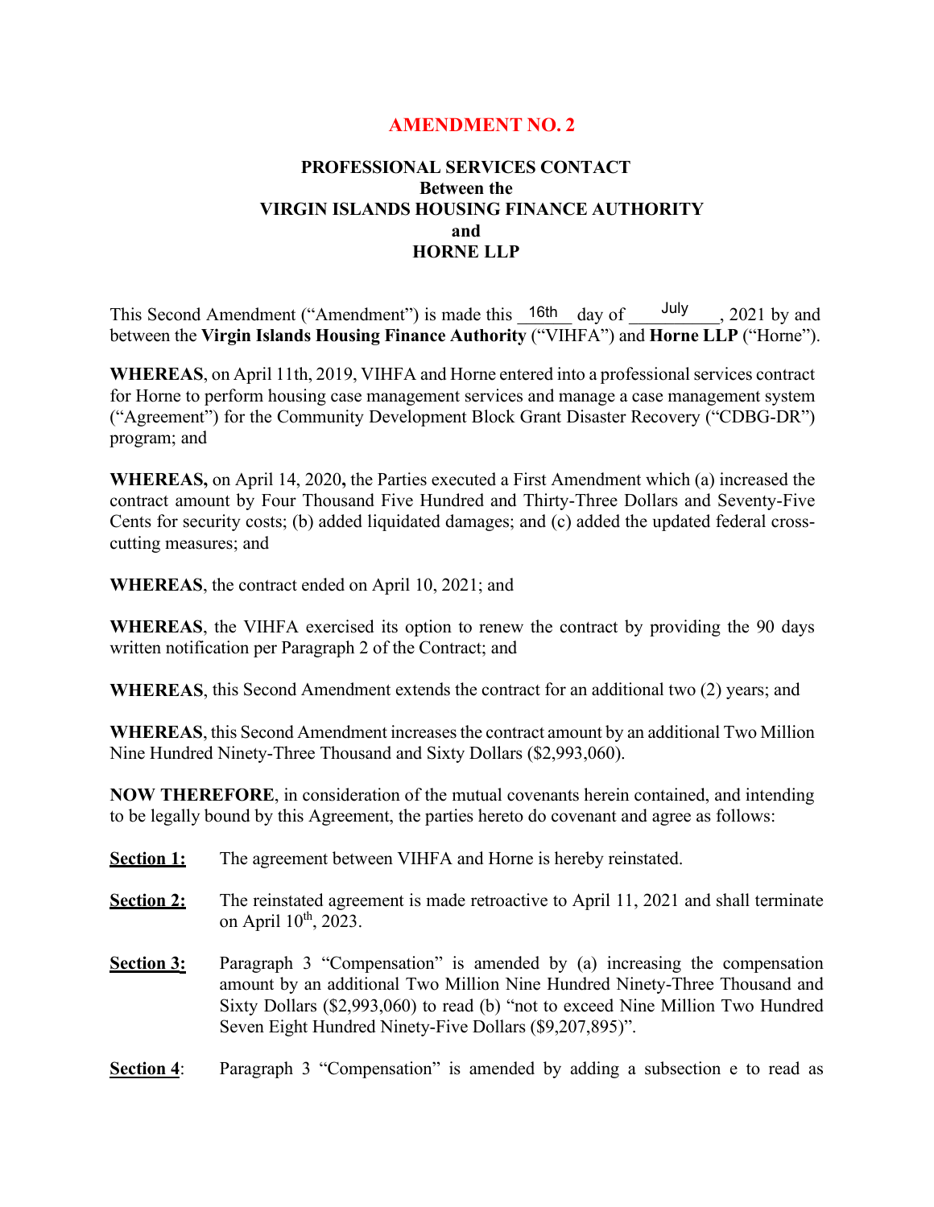# AMENDMENT NO. 2

**PROFESSIONAL SERVICES CONTACT**
**Between the**
**VIRGIN ISLANDS HOUSING FINANCE AUTHORITY**
**and**
**HORNE LLP**

This Second Amendment ("Amendment") is made this 16th day of July, 2021 by and between the **Virgin Islands Housing Finance Authority** ("VIHFA") and **Horne LLP** ("Horne").

**WHEREAS**, on April 11th, 2019, VIHFA and Horne entered into a professional services contract for Horne to perform housing case management services and manage a case management system ("Agreement") for the Community Development Block Grant Disaster Recovery ("CDBG-DR") program; and

**WHEREAS,** on April 14, 2020**,** the Parties executed a First Amendment which (a) increased the contract amount by Four Thousand Five Hundred and Thirty-Three Dollars and Seventy-Five Cents for security costs; (b) added liquidated damages; and (c) added the updated federal cross-cutting measures; and

**WHEREAS**, the contract ended on April 10, 2021; and

**WHEREAS**, the VIHFA exercised its option to renew the contract by providing the 90 days written notification per Paragraph 2 of the Contract; and

**WHEREAS**, this Second Amendment extends the contract for an additional two (2) years; and

**WHEREAS**, this Second Amendment increases the contract amount by an additional Two Million Nine Hundred Ninety-Three Thousand and Sixty Dollars ($2,993,060).

**NOW THEREFORE**, in consideration of the mutual covenants herein contained, and intending to be legally bound by this Agreement, the parties hereto do covenant and agree as follows:

**Section 1:** The agreement between VIHFA and Horne is hereby reinstated.

**Section 2:** The reinstated agreement is made retroactive to April 11, 2021 and shall terminate on April 10th, 2023.

**Section 3:** Paragraph 3 "Compensation" is amended by (a) increasing the compensation amount by an additional Two Million Nine Hundred Ninety-Three Thousand and Sixty Dollars ($2,993,060) to read (b) "not to exceed Nine Million Two Hundred Seven Eight Hundred Ninety-Five Dollars ($9,207,895)".

**Section 4**: Paragraph 3 "Compensation" is amended by adding a subsection e to read as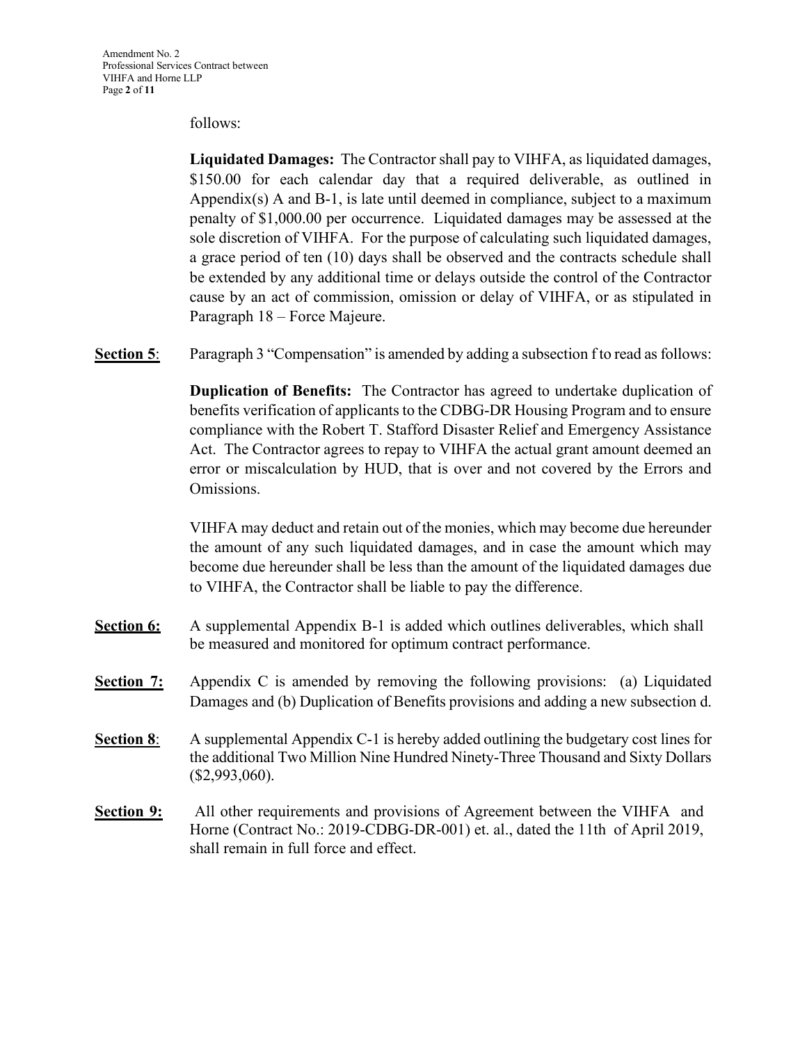follows:

**Liquidated Damages:** The Contractor shall pay to VIHFA, as liquidated damages, $150.00 for each calendar day that a required deliverable, as outlined in Appendix(s) A and B-1, is late until deemed in compliance, subject to a maximum penalty of $1,000.00 per occurrence. Liquidated damages may be assessed at the sole discretion of VIHFA. For the purpose of calculating such liquidated damages, a grace period of ten (10) days shall be observed and the contracts schedule shall be extended by any additional time or delays outside the control of the Contractor cause by an act of commission, omission or delay of VIHFA, or as stipulated in Paragraph 18 – Force Majeure.

**Section 5**: Paragraph 3 "Compensation" is amended by adding a subsection f to read as follows:

**Duplication of Benefits:** The Contractor has agreed to undertake duplication of benefits verification of applicants to the CDBG-DR Housing Program and to ensure compliance with the Robert T. Stafford Disaster Relief and Emergency Assistance Act. The Contractor agrees to repay to VIHFA the actual grant amount deemed an error or miscalculation by HUD, that is over and not covered by the Errors and Omissions.

VIHFA may deduct and retain out of the monies, which may become due hereunder the amount of any such liquidated damages, and in case the amount which may become due hereunder shall be less than the amount of the liquidated damages due to VIHFA, the Contractor shall be liable to pay the difference.

**Section 6:** A supplemental Appendix B-1 is added which outlines deliverables, which shall be measured and monitored for optimum contract performance.

**Section 7:** Appendix C is amended by removing the following provisions: (a) Liquidated Damages and (b) Duplication of Benefits provisions and adding a new subsection d.

**Section 8**: A supplemental Appendix C-1 is hereby added outlining the budgetary cost lines for the additional Two Million Nine Hundred Ninety-Three Thousand and Sixty Dollars ($2,993,060).

**Section 9:** All other requirements and provisions of Agreement between the VIHFA and Horne (Contract No.: 2019-CDBG-DR-001) et. al., dated the 11th of April 2019, shall remain in full force and effect.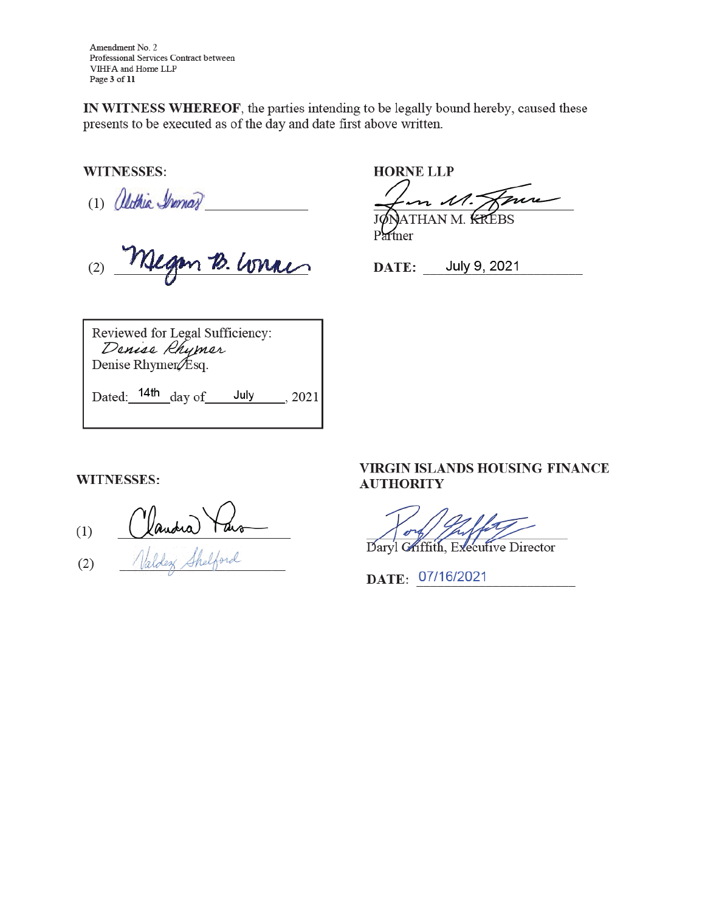**IN WITNESS WHEREOF**, the parties intending to be legally bound hereby, caused these presents to be executed as of the day and date first above written.

**WITNESSES:**

(1) Althia Thomas ____________

(2) Megan B. Lonnie ____________

**HORNE LLP**

____________
JONATHAN M. KREBS
Partner

**DATE:** July 9, 2021

Reviewed for Legal Sufficiency:
Denise Rhymer
Denise Rhymer, Esq.

Dated: 14th day of July, 2021

**WITNESSES:**

(1) Claudia Paris ____________

(2) Valdez Shelford ____________

**VIRGIN ISLANDS HOUSING FINANCE AUTHORITY**

____________
Daryl Griffith, Executive Director

**DATE:** 07/16/2021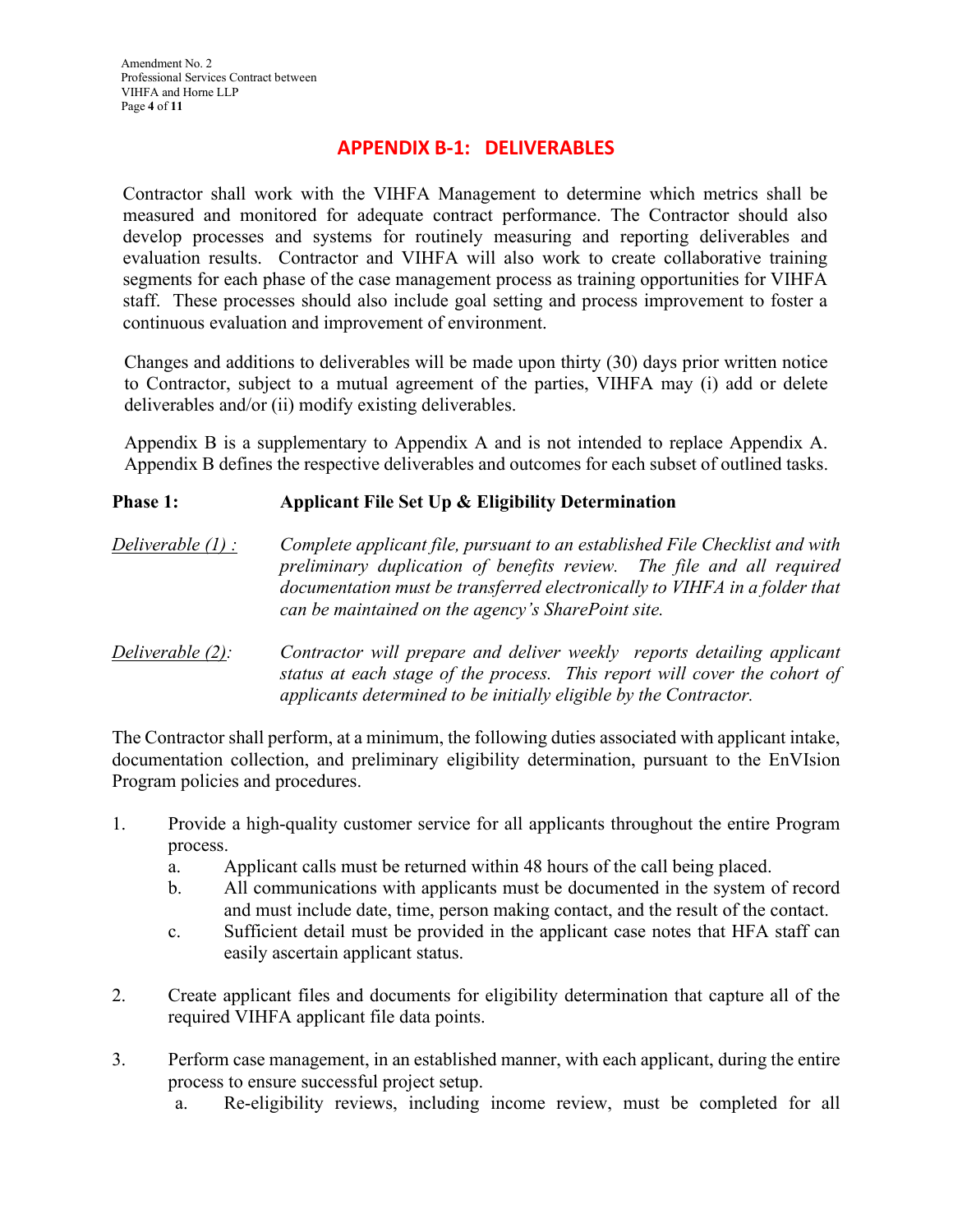## APPENDIX B-1: DELIVERABLES

Contractor shall work with the VIHFA Management to determine which metrics shall be measured and monitored for adequate contract performance. The Contractor should also develop processes and systems for routinely measuring and reporting deliverables and evaluation results. Contractor and VIHFA will also work to create collaborative training segments for each phase of the case management process as training opportunities for VIHFA staff. These processes should also include goal setting and process improvement to foster a continuous evaluation and improvement of environment.

Changes and additions to deliverables will be made upon thirty (30) days prior written notice to Contractor, subject to a mutual agreement of the parties, VIHFA may (i) add or delete deliverables and/or (ii) modify existing deliverables.

Appendix B is a supplementary to Appendix A and is not intended to replace Appendix A. Appendix B defines the respective deliverables and outcomes for each subset of outlined tasks.

**Phase 1: Applicant File Set Up & Eligibility Determination**

Deliverable (1) : *Complete applicant file, pursuant to an established File Checklist and with preliminary duplication of benefits review. The file and all required documentation must be transferred electronically to VIHFA in a folder that can be maintained on the agency's SharePoint site.*

Deliverable (2): *Contractor will prepare and deliver weekly reports detailing applicant status at each stage of the process. This report will cover the cohort of applicants determined to be initially eligible by the Contractor.*

The Contractor shall perform, at a minimum, the following duties associated with applicant intake, documentation collection, and preliminary eligibility determination, pursuant to the EnVIsion Program policies and procedures.

1. Provide a high-quality customer service for all applicants throughout the entire Program process.
   a. Applicant calls must be returned within 48 hours of the call being placed.
   b. All communications with applicants must be documented in the system of record and must include date, time, person making contact, and the result of the contact.
   c. Sufficient detail must be provided in the applicant case notes that HFA staff can easily ascertain applicant status.

2. Create applicant files and documents for eligibility determination that capture all of the required VIHFA applicant file data points.

3. Perform case management, in an established manner, with each applicant, during the entire process to ensure successful project setup.
   a. Re-eligibility reviews, including income review, must be completed for all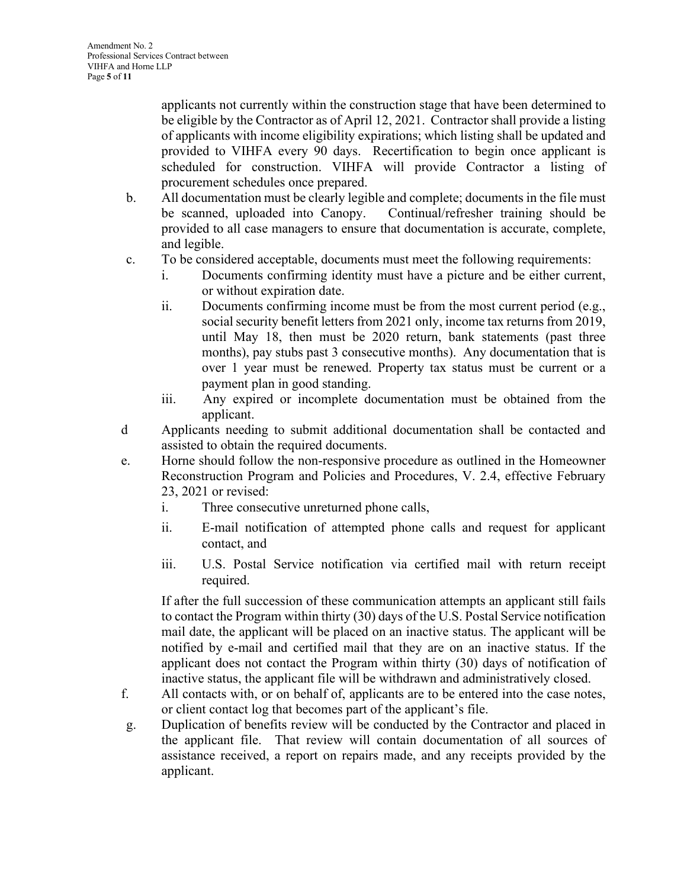applicants not currently within the construction stage that have been determined to be eligible by the Contractor as of April 12, 2021. Contractor shall provide a listing of applicants with income eligibility expirations; which listing shall be updated and provided to VIHFA every 90 days. Recertification to begin once applicant is scheduled for construction. VIHFA will provide Contractor a listing of procurement schedules once prepared.

b. All documentation must be clearly legible and complete; documents in the file must be scanned, uploaded into Canopy. Continual/refresher training should be provided to all case managers to ensure that documentation is accurate, complete, and legible.

c. To be considered acceptable, documents must meet the following requirements:
   i. Documents confirming identity must have a picture and be either current, or without expiration date.
   ii. Documents confirming income must be from the most current period (e.g., social security benefit letters from 2021 only, income tax returns from 2019, until May 18, then must be 2020 return, bank statements (past three months), pay stubs past 3 consecutive months). Any documentation that is over 1 year must be renewed. Property tax status must be current or a payment plan in good standing.
   iii. Any expired or incomplete documentation must be obtained from the applicant.

d Applicants needing to submit additional documentation shall be contacted and assisted to obtain the required documents.

e. Horne should follow the non-responsive procedure as outlined in the Homeowner Reconstruction Program and Policies and Procedures, V. 2.4, effective February 23, 2021 or revised:
   i. Three consecutive unreturned phone calls,
   ii. E-mail notification of attempted phone calls and request for applicant contact, and
   iii. U.S. Postal Service notification via certified mail with return receipt required.

   If after the full succession of these communication attempts an applicant still fails to contact the Program within thirty (30) days of the U.S. Postal Service notification mail date, the applicant will be placed on an inactive status. The applicant will be notified by e-mail and certified mail that they are on an inactive status. If the applicant does not contact the Program within thirty (30) days of notification of inactive status, the applicant file will be withdrawn and administratively closed.

f. All contacts with, or on behalf of, applicants are to be entered into the case notes, or client contact log that becomes part of the applicant's file.

g. Duplication of benefits review will be conducted by the Contractor and placed in the applicant file. That review will contain documentation of all sources of assistance received, a report on repairs made, and any receipts provided by the applicant.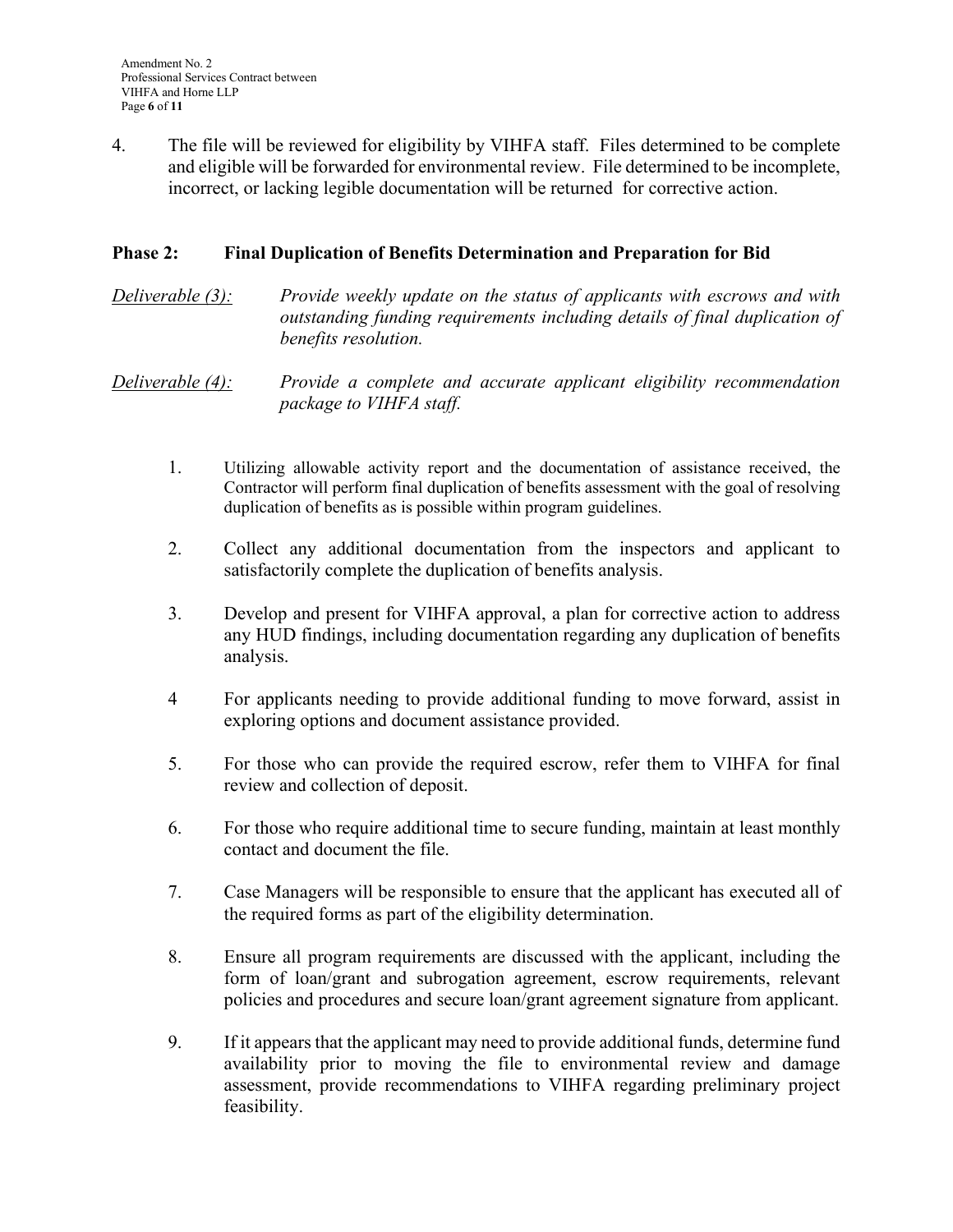4. The file will be reviewed for eligibility by VIHFA staff. Files determined to be complete and eligible will be forwarded for environmental review. File determined to be incomplete, incorrect, or lacking legible documentation will be returned for corrective action.

### Phase 2: Final Duplication of Benefits Determination and Preparation for Bid

<u>*Deliverable (3):*</u> *Provide weekly update on the status of applicants with escrows and with outstanding funding requirements including details of final duplication of benefits resolution.*

<u>*Deliverable (4):*</u> *Provide a complete and accurate applicant eligibility recommendation package to VIHFA staff.*

1. Utilizing allowable activity report and the documentation of assistance received, the Contractor will perform final duplication of benefits assessment with the goal of resolving duplication of benefits as is possible within program guidelines.

2. Collect any additional documentation from the inspectors and applicant to satisfactorily complete the duplication of benefits analysis.

3. Develop and present for VIHFA approval, a plan for corrective action to address any HUD findings, including documentation regarding any duplication of benefits analysis.

4 For applicants needing to provide additional funding to move forward, assist in exploring options and document assistance provided.

5. For those who can provide the required escrow, refer them to VIHFA for final review and collection of deposit.

6. For those who require additional time to secure funding, maintain at least monthly contact and document the file.

7. Case Managers will be responsible to ensure that the applicant has executed all of the required forms as part of the eligibility determination.

8. Ensure all program requirements are discussed with the applicant, including the form of loan/grant and subrogation agreement, escrow requirements, relevant policies and procedures and secure loan/grant agreement signature from applicant.

9. If it appears that the applicant may need to provide additional funds, determine fund availability prior to moving the file to environmental review and damage assessment, provide recommendations to VIHFA regarding preliminary project feasibility.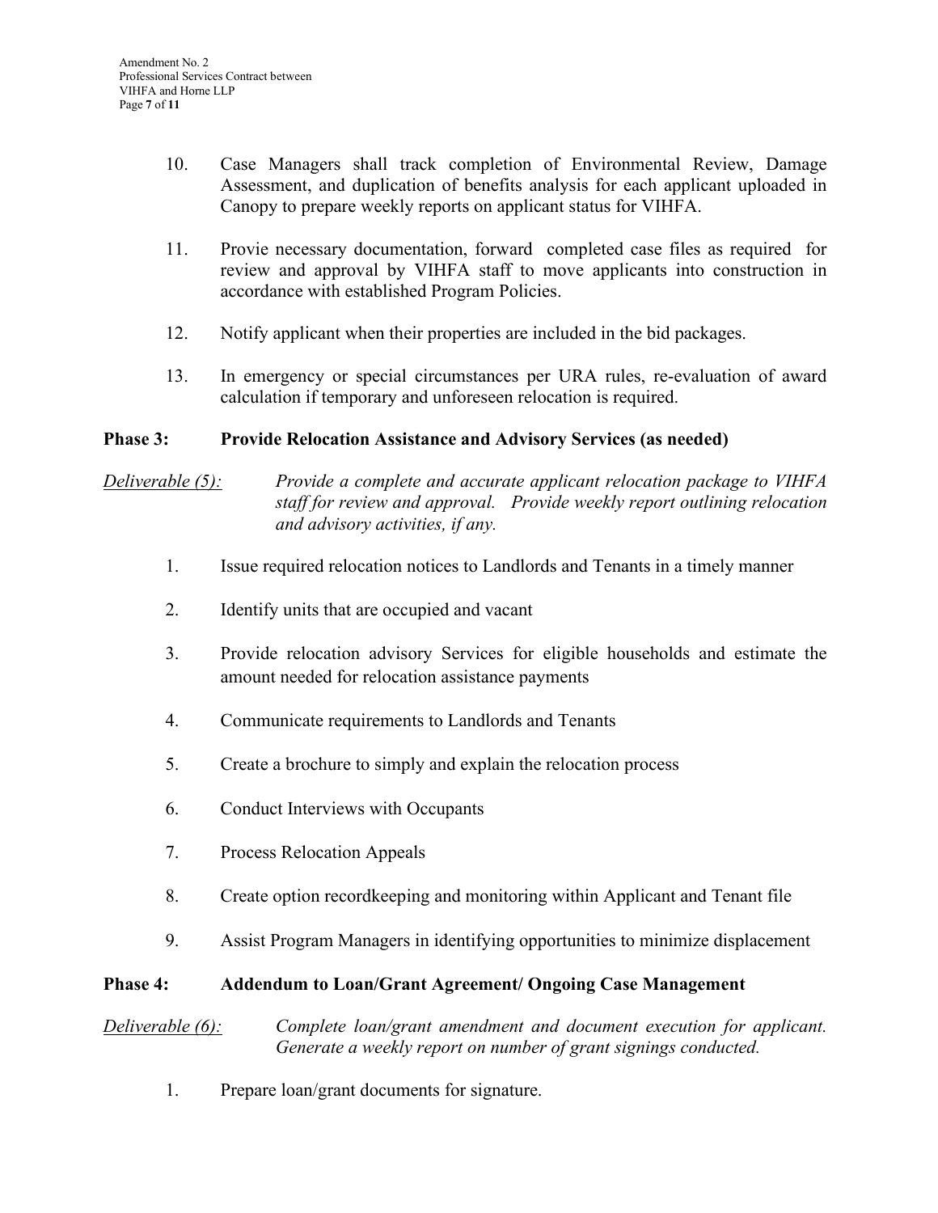10. Case Managers shall track completion of Environmental Review, Damage Assessment, and duplication of benefits analysis for each applicant uploaded in Canopy to prepare weekly reports on applicant status for VIHFA.

11. Provie necessary documentation, forward completed case files as required for review and approval by VIHFA staff to move applicants into construction in accordance with established Program Policies.

12. Notify applicant when their properties are included in the bid packages.

13. In emergency or special circumstances per URA rules, re-evaluation of award calculation if temporary and unforeseen relocation is required.

**Phase 3: Provide Relocation Assistance and Advisory Services (as needed)**

<u>*Deliverable (5):*</u> *Provide a complete and accurate applicant relocation package to VIHFA staff for review and approval. Provide weekly report outlining relocation and advisory activities, if any.*

1. Issue required relocation notices to Landlords and Tenants in a timely manner

2. Identify units that are occupied and vacant

3. Provide relocation advisory Services for eligible households and estimate the amount needed for relocation assistance payments

4. Communicate requirements to Landlords and Tenants

5. Create a brochure to simply and explain the relocation process

6. Conduct Interviews with Occupants

7. Process Relocation Appeals

8. Create option recordkeeping and monitoring within Applicant and Tenant file

9. Assist Program Managers in identifying opportunities to minimize displacement

**Phase 4: Addendum to Loan/Grant Agreement/ Ongoing Case Management**

<u>*Deliverable (6):*</u> *Complete loan/grant amendment and document execution for applicant. Generate a weekly report on number of grant signings conducted.*

1. Prepare loan/grant documents for signature.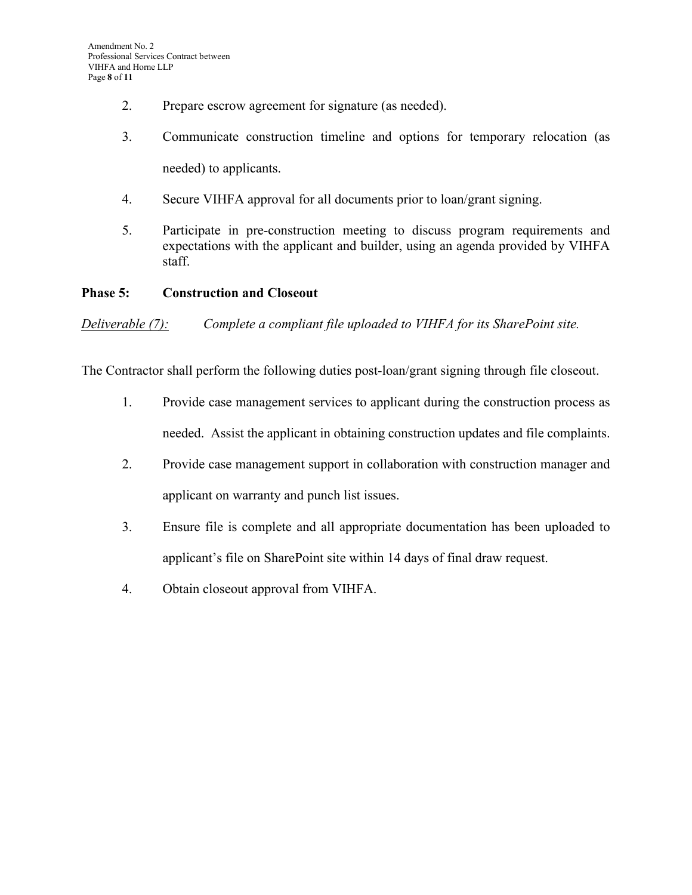2. Prepare escrow agreement for signature (as needed).
3. Communicate construction timeline and options for temporary relocation (as needed) to applicants.
4. Secure VIHFA approval for all documents prior to loan/grant signing.
5. Participate in pre-construction meeting to discuss program requirements and expectations with the applicant and builder, using an agenda provided by VIHFA staff.

**Phase 5: Construction and Closeout**

<u>*Deliverable (7):*</u> *Complete a compliant file uploaded to VIHFA for its SharePoint site.*

The Contractor shall perform the following duties post-loan/grant signing through file closeout.

1. Provide case management services to applicant during the construction process as needed. Assist the applicant in obtaining construction updates and file complaints.
2. Provide case management support in collaboration with construction manager and applicant on warranty and punch list issues.
3. Ensure file is complete and all appropriate documentation has been uploaded to applicant's file on SharePoint site within 14 days of final draw request.
4. Obtain closeout approval from VIHFA.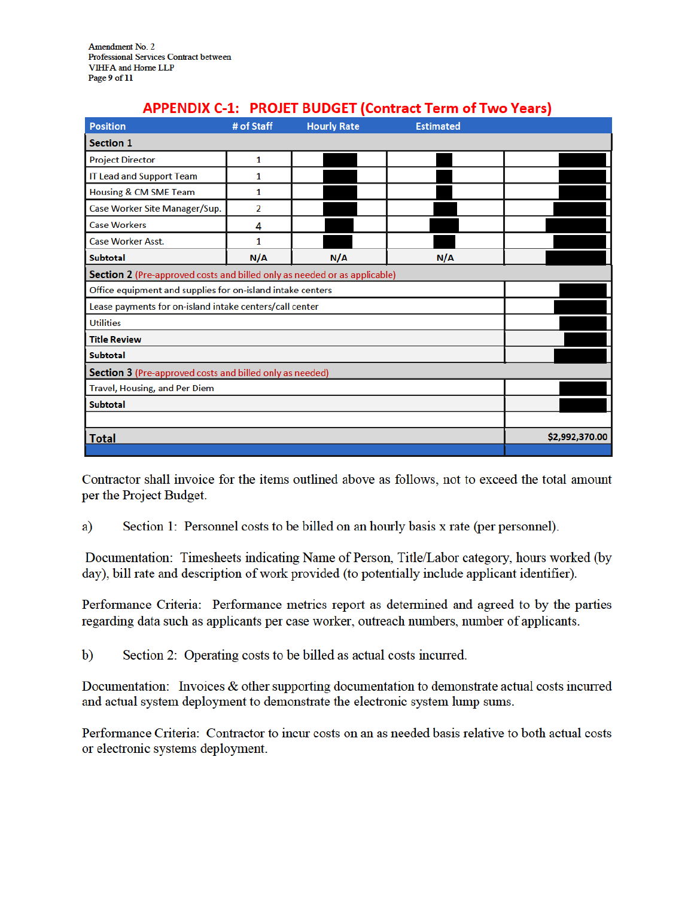Amendment No. 2
Professional Services Contract between
VIHFA and Horne LLP

## APPENDIX C-1: PROJET BUDGET (Contract Term of Two Years)

| Position | # of Staff | Hourly Rate | Estimated | |
|---|---|---|---|---|
| **Section 1** | | | | |
| Project Director | 1 | ■ | ■ | ■ |
| IT Lead and Support Team | 1 | ■ | ■ | ■ |
| Housing & CM SME Team | 1 | ■ | ■ | ■ |
| Case Worker Site Manager/Sup. | 2 | ■ | ■ | ■ |
| Case Workers | 4 | ■ | ■ | ■ |
| Case Worker Asst. | 1 | ■ | ■ | ■ |
| **Subtotal** | **N/A** | **N/A** | **N/A** | ■ |
| **Section 2** (Pre-approved costs and billed only as needed or as applicable) | | | | |
| Office equipment and supplies for on-island intake centers | | | | ■ |
| Lease payments for on-island intake centers/call center | | | | ■ |
| Utilities | | | | ■ |
| **Title Review** | | | | ■ |
| **Subtotal** | | | | ■ |
| **Section 3** (Pre-approved costs and billed only as needed) | | | | |
| Travel, Housing, and Per Diem | | | | ■ |
| **Subtotal** | | | | ■ |
| | | | | |
| **Total** | | | | **$2,992,370.00** |

Contractor shall invoice for the items outlined above as follows, not to exceed the total amount per the Project Budget.

a) Section 1: Personnel costs to be billed on an hourly basis x rate (per personnel).

Documentation: Timesheets indicating Name of Person, Title/Labor category, hours worked (by day), bill rate and description of work provided (to potentially include applicant identifier).

Performance Criteria: Performance metrics report as determined and agreed to by the parties regarding data such as applicants per case worker, outreach numbers, number of applicants.

b) Section 2: Operating costs to be billed as actual costs incurred.

Documentation: Invoices & other supporting documentation to demonstrate actual costs incurred and actual system deployment to demonstrate the electronic system lump sums.

Performance Criteria: Contractor to incur costs on an as needed basis relative to both actual costs or electronic systems deployment.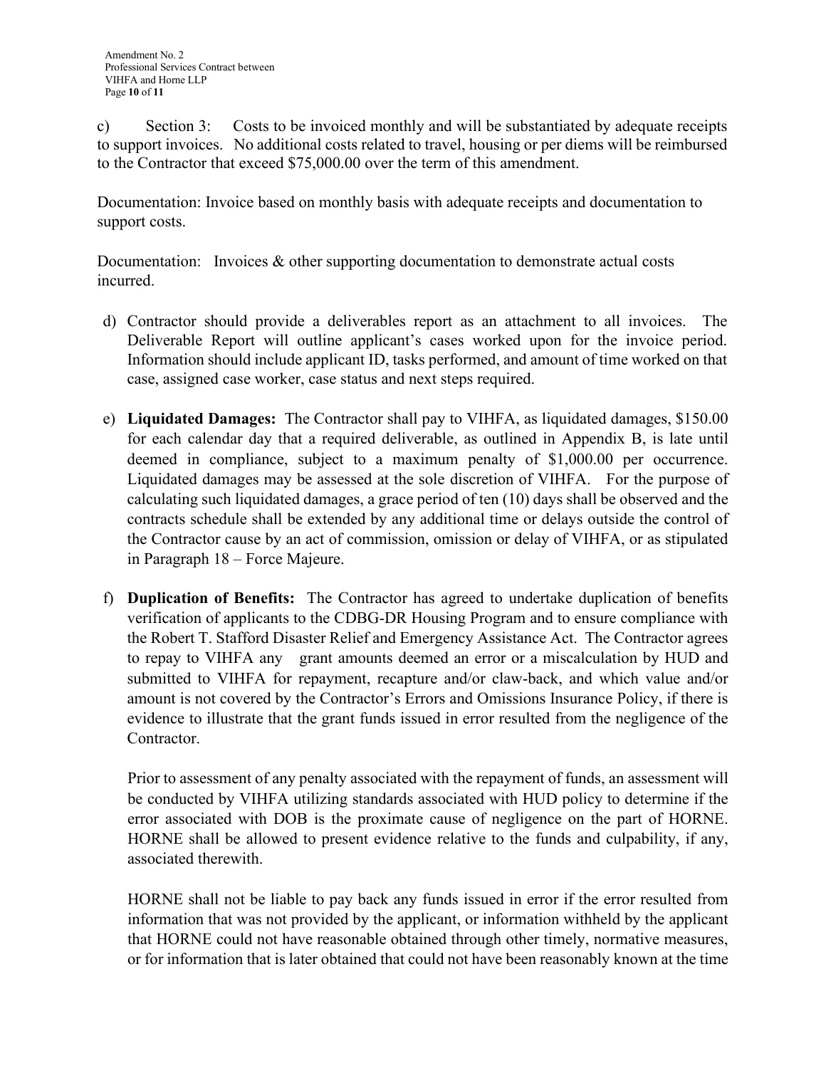c) Section 3: Costs to be invoiced monthly and will be substantiated by adequate receipts to support invoices. No additional costs related to travel, housing or per diems will be reimbursed to the Contractor that exceed $75,000.00 over the term of this amendment.

Documentation: Invoice based on monthly basis with adequate receipts and documentation to support costs.

Documentation: Invoices & other supporting documentation to demonstrate actual costs incurred.

d) Contractor should provide a deliverables report as an attachment to all invoices. The Deliverable Report will outline applicant's cases worked upon for the invoice period. Information should include applicant ID, tasks performed, and amount of time worked on that case, assigned case worker, case status and next steps required.

e) **Liquidated Damages:** The Contractor shall pay to VIHFA, as liquidated damages, $150.00 for each calendar day that a required deliverable, as outlined in Appendix B, is late until deemed in compliance, subject to a maximum penalty of $1,000.00 per occurrence. Liquidated damages may be assessed at the sole discretion of VIHFA. For the purpose of calculating such liquidated damages, a grace period of ten (10) days shall be observed and the contracts schedule shall be extended by any additional time or delays outside the control of the Contractor cause by an act of commission, omission or delay of VIHFA, or as stipulated in Paragraph 18 – Force Majeure.

f) **Duplication of Benefits:** The Contractor has agreed to undertake duplication of benefits verification of applicants to the CDBG-DR Housing Program and to ensure compliance with the Robert T. Stafford Disaster Relief and Emergency Assistance Act. The Contractor agrees to repay to VIHFA any grant amounts deemed an error or a miscalculation by HUD and submitted to VIHFA for repayment, recapture and/or claw-back, and which value and/or amount is not covered by the Contractor's Errors and Omissions Insurance Policy, if there is evidence to illustrate that the grant funds issued in error resulted from the negligence of the Contractor.

   Prior to assessment of any penalty associated with the repayment of funds, an assessment will be conducted by VIHFA utilizing standards associated with HUD policy to determine if the error associated with DOB is the proximate cause of negligence on the part of HORNE. HORNE shall be allowed to present evidence relative to the funds and culpability, if any, associated therewith.

   HORNE shall not be liable to pay back any funds issued in error if the error resulted from information that was not provided by the applicant, or information withheld by the applicant that HORNE could not have reasonable obtained through other timely, normative measures, or for information that is later obtained that could not have been reasonably known at the time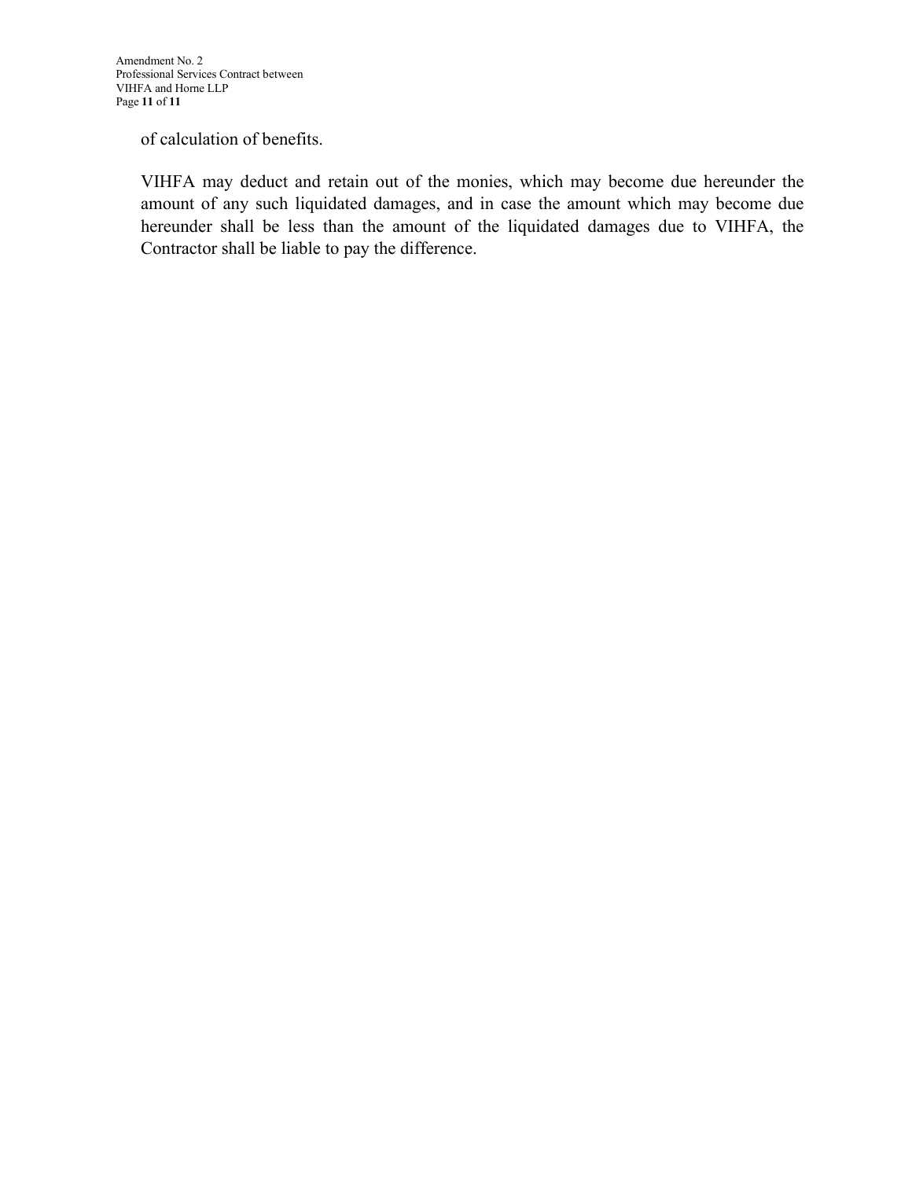of calculation of benefits.

VIHFA may deduct and retain out of the monies, which may become due hereunder the amount of any such liquidated damages, and in case the amount which may become due hereunder shall be less than the amount of the liquidated damages due to VIHFA, the Contractor shall be liable to pay the difference.